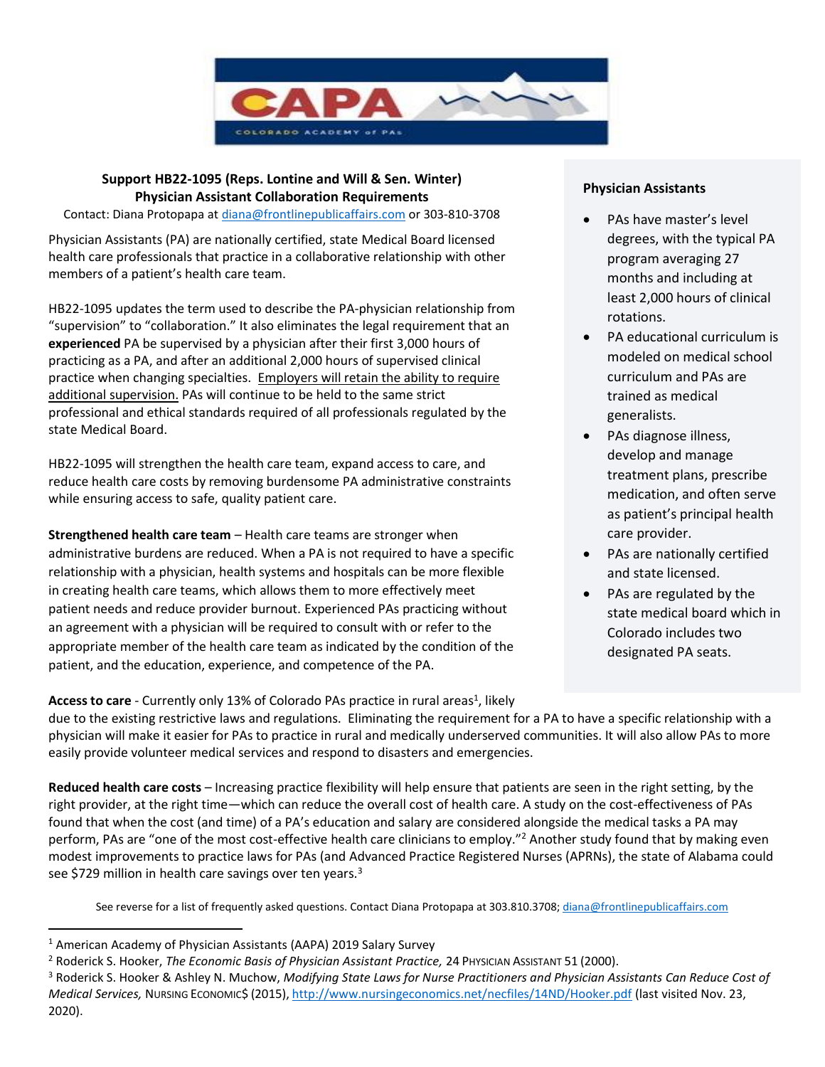**Support HB22-1095 (Reps. Lontine and Will & Sen. Winter)**
**Physician Assistant Collaboration Requirements**

Contact: Diana Protopapa at diana@frontlinepublicaffairs.com or 303-810-3708

Physician Assistants (PA) are nationally certified, state Medical Board licensed health care professionals that practice in a collaborative relationship with other members of a patient's health care team.

HB22-1095 updates the term used to describe the PA-physician relationship from "supervision" to "collaboration." It also eliminates the legal requirement that an **experienced** PA be supervised by a physician after their first 3,000 hours of practicing as a PA, and after an additional 2,000 hours of supervised clinical practice when changing specialties. Employers will retain the ability to require additional supervision. PAs will continue to be held to the same strict professional and ethical standards required of all professionals regulated by the state Medical Board.

HB22-1095 will strengthen the health care team, expand access to care, and reduce health care costs by removing burdensome PA administrative constraints while ensuring access to safe, quality patient care.

**Strengthened health care team** – Health care teams are stronger when administrative burdens are reduced. When a PA is not required to have a specific relationship with a physician, health systems and hospitals can be more flexible in creating health care teams, which allows them to more effectively meet patient needs and reduce provider burnout. Experienced PAs practicing without an agreement with a physician will be required to consult with or refer to the appropriate member of the health care team as indicated by the condition of the patient, and the education, experience, and competence of the PA.

**Access to care** - Currently only 13% of Colorado PAs practice in rural areas[1], likely due to the existing restrictive laws and regulations. Eliminating the requirement for a PA to have a specific relationship with a physician will make it easier for PAs to practice in rural and medically underserved communities. It will also allow PAs to more easily provide volunteer medical services and respond to disasters and emergencies.

**Reduced health care costs** – Increasing practice flexibility will help ensure that patients are seen in the right setting, by the right provider, at the right time—which can reduce the overall cost of health care. A study on the cost-effectiveness of PAs found that when the cost (and time) of a PA's education and salary are considered alongside the medical tasks a PA may perform, PAs are "one of the most cost-effective health care clinicians to employ."[2] Another study found that by making even modest improvements to practice laws for PAs (and Advanced Practice Registered Nurses (APRNs), the state of Alabama could see $729 million in health care savings over ten years.[3]

**Physician Assistants**

- PAs have master's level degrees, with the typical PA program averaging 27 months and including at least 2,000 hours of clinical rotations.
- PA educational curriculum is modeled on medical school curriculum and PAs are trained as medical generalists.
- PAs diagnose illness, develop and manage treatment plans, prescribe medication, and often serve as patient's principal health care provider.
- PAs are nationally certified and state licensed.
- PAs are regulated by the state medical board which in Colorado includes two designated PA seats.

See reverse for a list of frequently asked questions. Contact Diana Protopapa at 303.810.3708; diana@frontlinepublicaffairs.com

---

[1] American Academy of Physician Assistants (AAPA) 2019 Salary Survey

[2] Roderick S. Hooker, *The Economic Basis of Physician Assistant Practice,* 24 Physician Assistant 51 (2000).

[3] Roderick S. Hooker & Ashley N. Muchow, *Modifying State Laws for Nurse Practitioners and Physician Assistants Can Reduce Cost of Medical Services,* Nursing Economic$ (2015), http://www.nursingeconomics.net/necfiles/14ND/Hooker.pdf (last visited Nov. 23, 2020).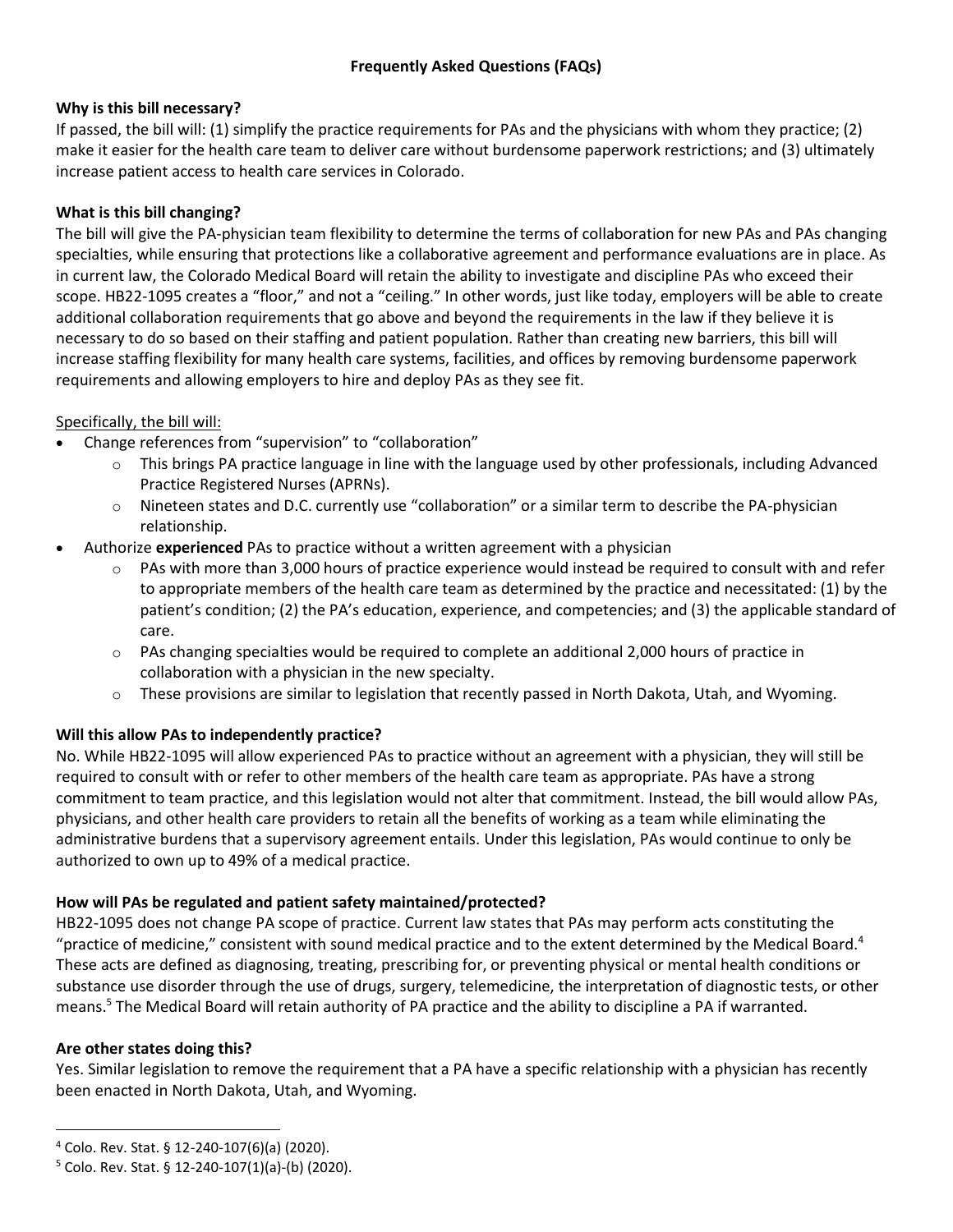## Frequently Asked Questions (FAQs)

**Why is this bill necessary?**

If passed, the bill will: (1) simplify the practice requirements for PAs and the physicians with whom they practice; (2) make it easier for the health care team to deliver care without burdensome paperwork restrictions; and (3) ultimately increase patient access to health care services in Colorado.

**What is this bill changing?**

The bill will give the PA-physician team flexibility to determine the terms of collaboration for new PAs and PAs changing specialties, while ensuring that protections like a collaborative agreement and performance evaluations are in place. As in current law, the Colorado Medical Board will retain the ability to investigate and discipline PAs who exceed their scope. HB22-1095 creates a "floor," and not a "ceiling." In other words, just like today, employers will be able to create additional collaboration requirements that go above and beyond the requirements in the law if they believe it is necessary to do so based on their staffing and patient population. Rather than creating new barriers, this bill will increase staffing flexibility for many health care systems, facilities, and offices by removing burdensome paperwork requirements and allowing employers to hire and deploy PAs as they see fit.

Specifically, the bill will:

- Change references from "supervision" to "collaboration"
  - This brings PA practice language in line with the language used by other professionals, including Advanced Practice Registered Nurses (APRNs).
  - Nineteen states and D.C. currently use "collaboration" or a similar term to describe the PA-physician relationship.
- Authorize **experienced** PAs to practice without a written agreement with a physician
  - PAs with more than 3,000 hours of practice experience would instead be required to consult with and refer to appropriate members of the health care team as determined by the practice and necessitated: (1) by the patient's condition; (2) the PA's education, experience, and competencies; and (3) the applicable standard of care.
  - PAs changing specialties would be required to complete an additional 2,000 hours of practice in collaboration with a physician in the new specialty.
  - These provisions are similar to legislation that recently passed in North Dakota, Utah, and Wyoming.

**Will this allow PAs to independently practice?**

No. While HB22-1095 will allow experienced PAs to practice without an agreement with a physician, they will still be required to consult with or refer to other members of the health care team as appropriate. PAs have a strong commitment to team practice, and this legislation would not alter that commitment. Instead, the bill would allow PAs, physicians, and other health care providers to retain all the benefits of working as a team while eliminating the administrative burdens that a supervisory agreement entails. Under this legislation, PAs would continue to only be authorized to own up to 49% of a medical practice.

**How will PAs be regulated and patient safety maintained/protected?**

HB22-1095 does not change PA scope of practice. Current law states that PAs may perform acts constituting the "practice of medicine," consistent with sound medical practice and to the extent determined by the Medical Board.[4] These acts are defined as diagnosing, treating, prescribing for, or preventing physical or mental health conditions or substance use disorder through the use of drugs, surgery, telemedicine, the interpretation of diagnostic tests, or other means.[5] The Medical Board will retain authority of PA practice and the ability to discipline a PA if warranted.

**Are other states doing this?**

Yes. Similar legislation to remove the requirement that a PA have a specific relationship with a physician has recently been enacted in North Dakota, Utah, and Wyoming.

---

[4] Colo. Rev. Stat. § 12-240-107(6)(a) (2020).

[5] Colo. Rev. Stat. § 12-240-107(1)(a)-(b) (2020).